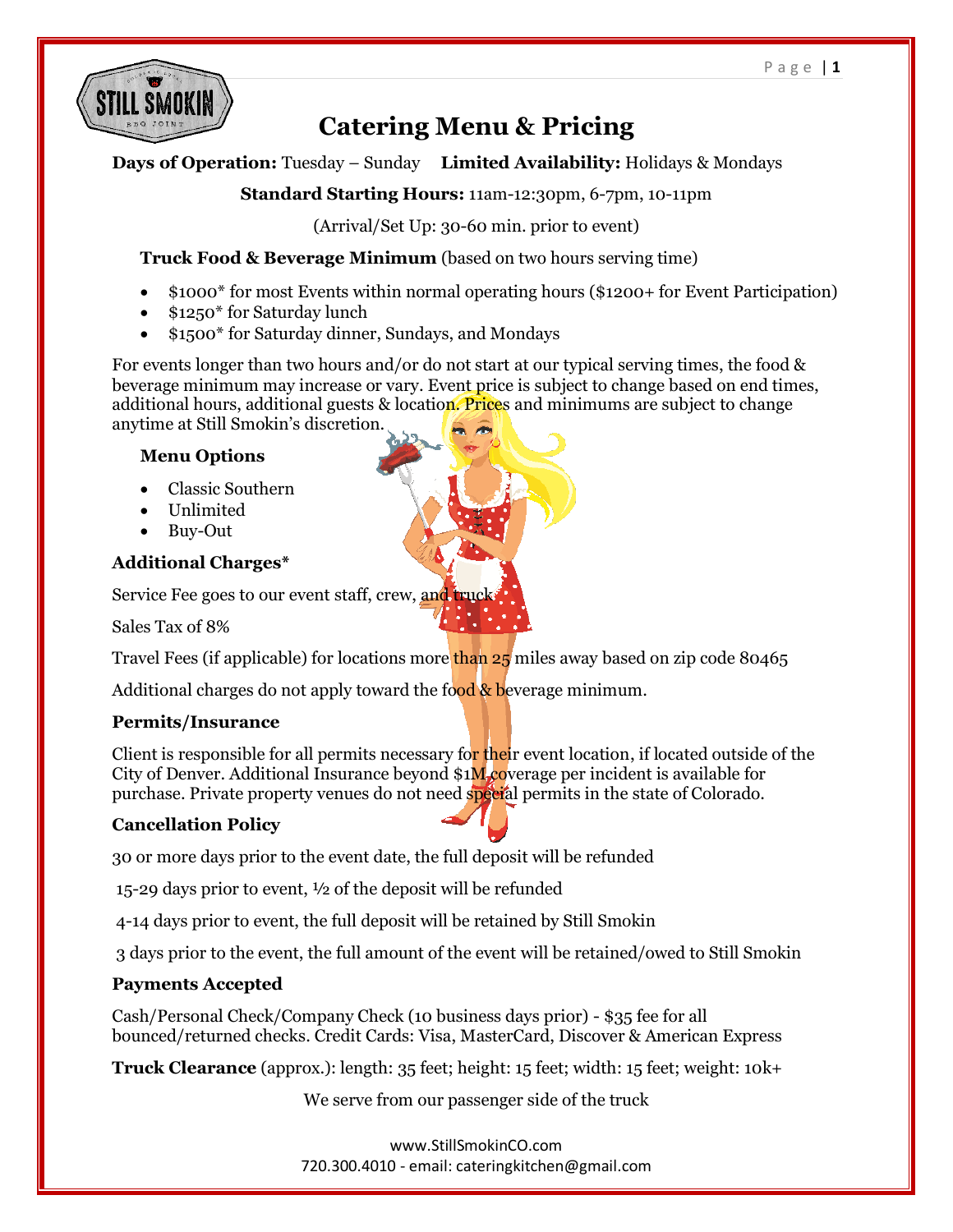# Catering Menu & Pricing

**Days of Operation:** Tuesday – Sunday **Limited Availability:** Holidays & Mondays

**Standard Starting Hours:** 11am-12:30pm, 6-7pm, 10-11pm

(Arrival/Set Up: 30-60 min. prior to event)

**Truck Food & Beverage Minimum** (based on two hours serving time)

- $1000* for most Events within normal operating hours ($1200+ for Event Participation)
- $1250* for Saturday lunch
- $1500* for Saturday dinner, Sundays, and Mondays

For events longer than two hours and/or do not start at our typical serving times, the food & beverage minimum may increase or vary. Event price is subject to change based on end times, additional hours, additional guests & location. Prices and minimums are subject to change anytime at Still Smokin's discretion.

**Menu Options**

- Classic Southern
- Unlimited
- Buy-Out

**Additional Charges***

Service Fee goes to our event staff, crew, and truck

Sales Tax of 8%

Travel Fees (if applicable) for locations more than 25 miles away based on zip code 80465

Additional charges do not apply toward the food & beverage minimum.

**Permits/Insurance**

Client is responsible for all permits necessary for their event location, if located outside of the City of Denver. Additional Insurance beyond $1M coverage per incident is available for purchase. Private property venues do not need special permits in the state of Colorado.

**Cancellation Policy**

30 or more days prior to the event date, the full deposit will be refunded

15-29 days prior to event, ½ of the deposit will be refunded

4-14 days prior to event, the full deposit will be retained by Still Smokin

3 days prior to the event, the full amount of the event will be retained/owed to Still Smokin

**Payments Accepted**

Cash/Personal Check/Company Check (10 business days prior) - $35 fee for all bounced/returned checks. Credit Cards: Visa, MasterCard, Discover & American Express

**Truck Clearance** (approx.): length: 35 feet; height: 15 feet; width: 15 feet; weight: 10k+

We serve from our passenger side of the truck

www.StillSmokinCO.com
720.300.4010 - email: cateringkitchen@gmail.com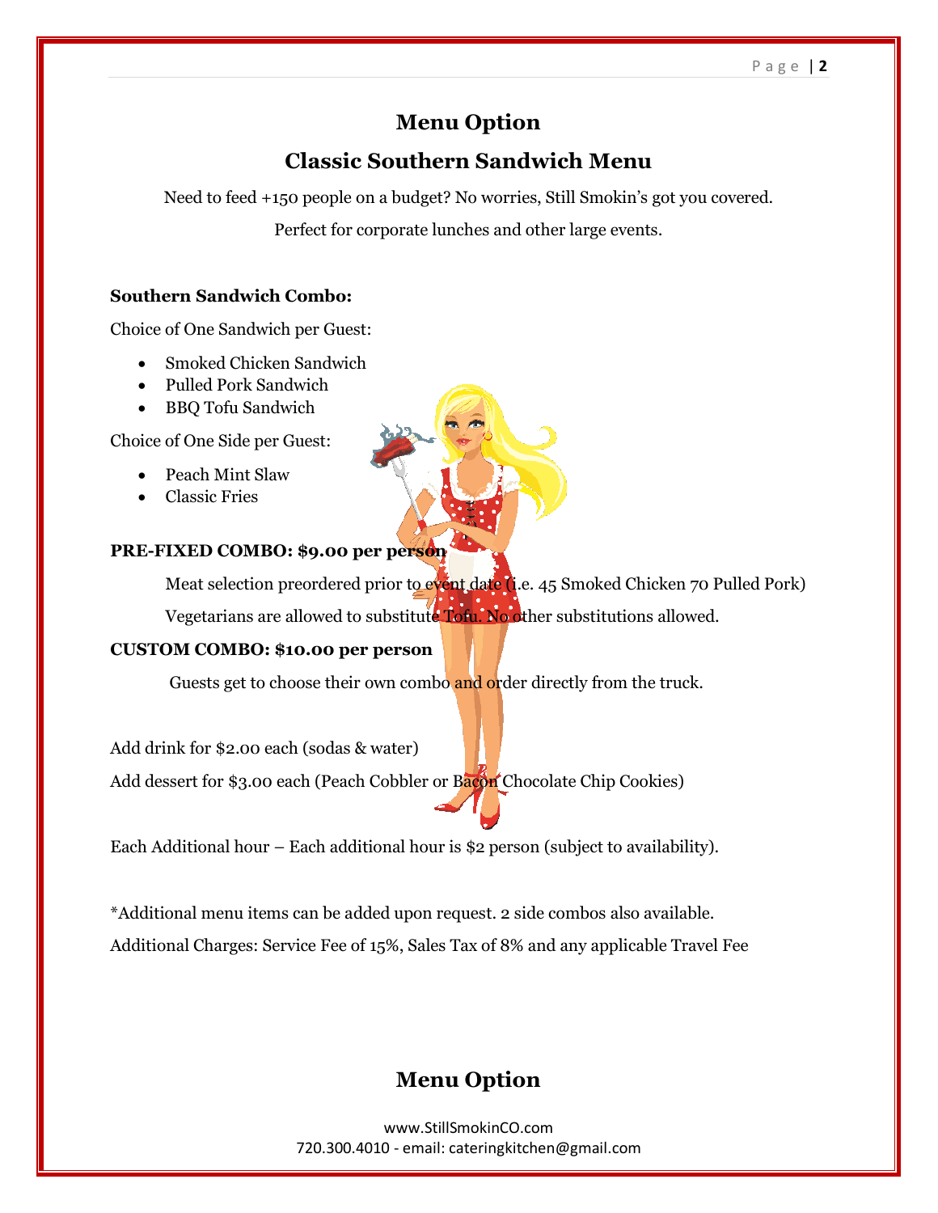# Menu Option

## Classic Southern Sandwich Menu

Need to feed +150 people on a budget? No worries, Still Smokin's got you covered.

Perfect for corporate lunches and other large events.

**Southern Sandwich Combo:**

Choice of One Sandwich per Guest:

- Smoked Chicken Sandwich
- Pulled Pork Sandwich
- BBQ Tofu Sandwich

Choice of One Side per Guest:

- Peach Mint Slaw
- Classic Fries

**PRE-FIXED COMBO: $9.00 per person**

Meat selection preordered prior to event date (i.e. 45 Smoked Chicken 70 Pulled Pork)

Vegetarians are allowed to substitute Tofu. No other substitutions allowed.

**CUSTOM COMBO: $10.00 per person**

Guests get to choose their own combo and order directly from the truck.

Add drink for $2.00 each (sodas & water)

Add dessert for $3.00 each (Peach Cobbler or Bacon Chocolate Chip Cookies)

Each Additional hour – Each additional hour is $2 person (subject to availability).

*Additional menu items can be added upon request. 2 side combos also available.

Additional Charges: Service Fee of 15%, Sales Tax of 8% and any applicable Travel Fee

# Menu Option

www.StillSmokinCO.com
720.300.4010 - email: cateringkitchen@gmail.com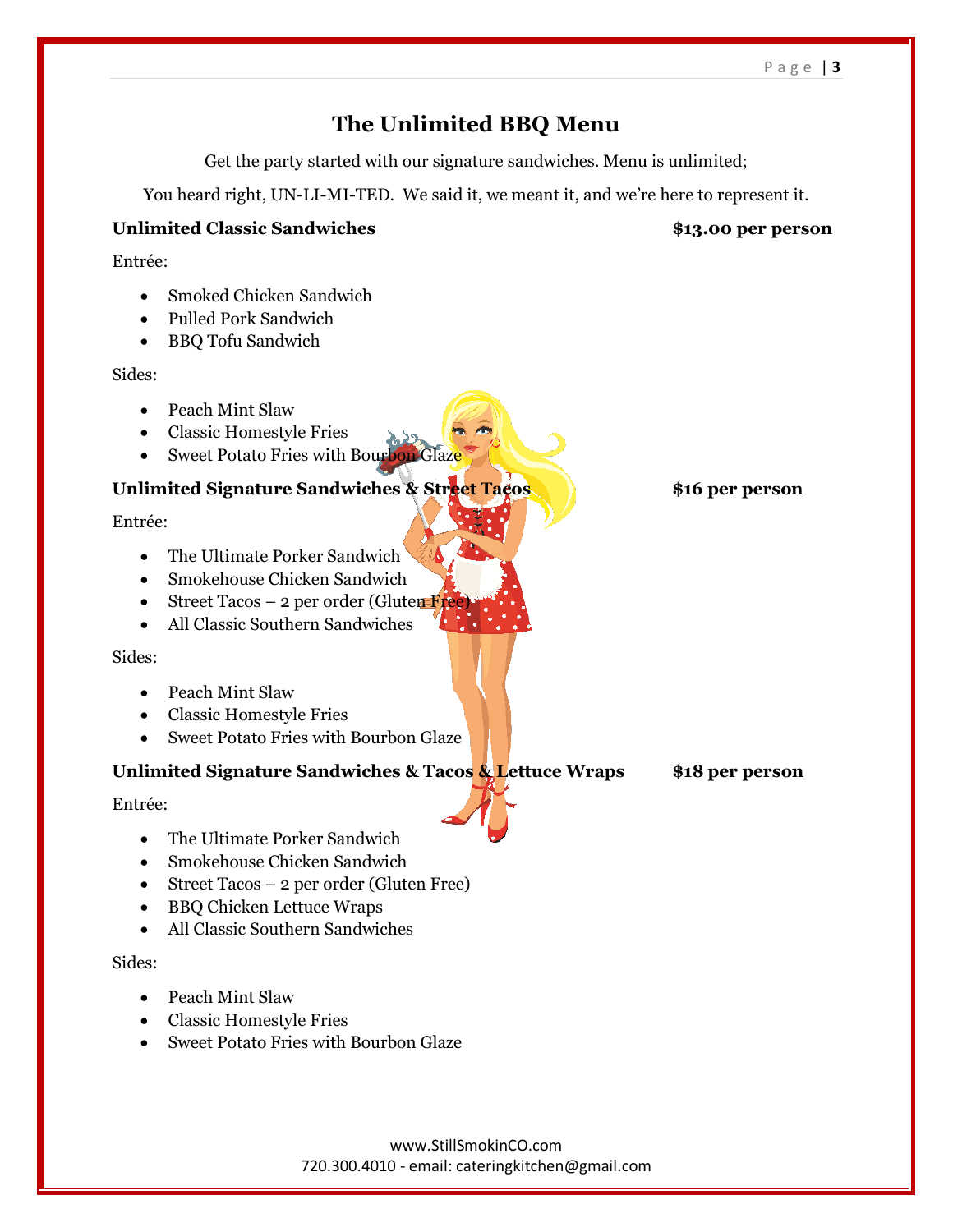# The Unlimited BBQ Menu

Get the party started with our signature sandwiches. Menu is unlimited;

You heard right, UN-LI-MI-TED. We said it, we meant it, and we're here to represent it.

**Unlimited Classic Sandwiches** **$13.00 per person**

Entrée:

- Smoked Chicken Sandwich
- Pulled Pork Sandwich
- BBQ Tofu Sandwich

Sides:

- Peach Mint Slaw
- Classic Homestyle Fries
- Sweet Potato Fries with Bourbon Glaze

**Unlimited Signature Sandwiches & Street Tacos** **$16 per person**

Entrée:

- The Ultimate Porker Sandwich
- Smokehouse Chicken Sandwich
- Street Tacos – 2 per order (Gluten Free)
- All Classic Southern Sandwiches

Sides:

- Peach Mint Slaw
- Classic Homestyle Fries
- Sweet Potato Fries with Bourbon Glaze

**Unlimited Signature Sandwiches & Tacos & Lettuce Wraps** **$18 per person**

Entrée:

- The Ultimate Porker Sandwich
- Smokehouse Chicken Sandwich
- Street Tacos – 2 per order (Gluten Free)
- BBQ Chicken Lettuce Wraps
- All Classic Southern Sandwiches

Sides:

- Peach Mint Slaw
- Classic Homestyle Fries
- Sweet Potato Fries with Bourbon Glaze

www.StillSmokinCO.com
720.300.4010 - email: cateringkitchen@gmail.com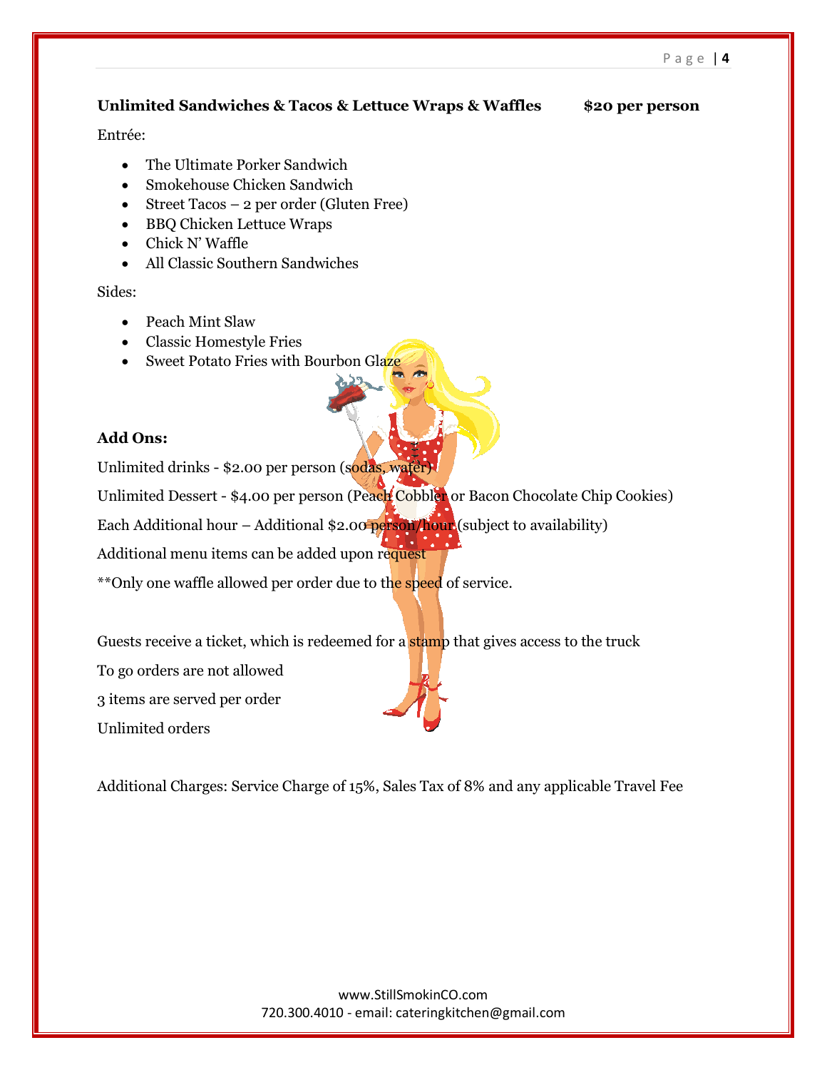**Unlimited Sandwiches & Tacos & Lettuce Wraps & Waffles $20 per person**

Entrée:

- The Ultimate Porker Sandwich
- Smokehouse Chicken Sandwich
- Street Tacos – 2 per order (Gluten Free)
- BBQ Chicken Lettuce Wraps
- Chick N' Waffle
- All Classic Southern Sandwiches

Sides:

- Peach Mint Slaw
- Classic Homestyle Fries
- Sweet Potato Fries with Bourbon Glaze

**Add Ons:**

Unlimited drinks - $2.00 per person (sodas, water)

Unlimited Dessert - $4.00 per person (Peach Cobbler or Bacon Chocolate Chip Cookies)

Each Additional hour – Additional $2.00 person/hour (subject to availability)

Additional menu items can be added upon request

**Only one waffle allowed per order due to the speed of service.

Guests receive a ticket, which is redeemed for a stamp that gives access to the truck

To go orders are not allowed

3 items are served per order

Unlimited orders

Additional Charges: Service Charge of 15%, Sales Tax of 8% and any applicable Travel Fee

www.StillSmokinCO.com
720.300.4010 - email: cateringkitchen@gmail.com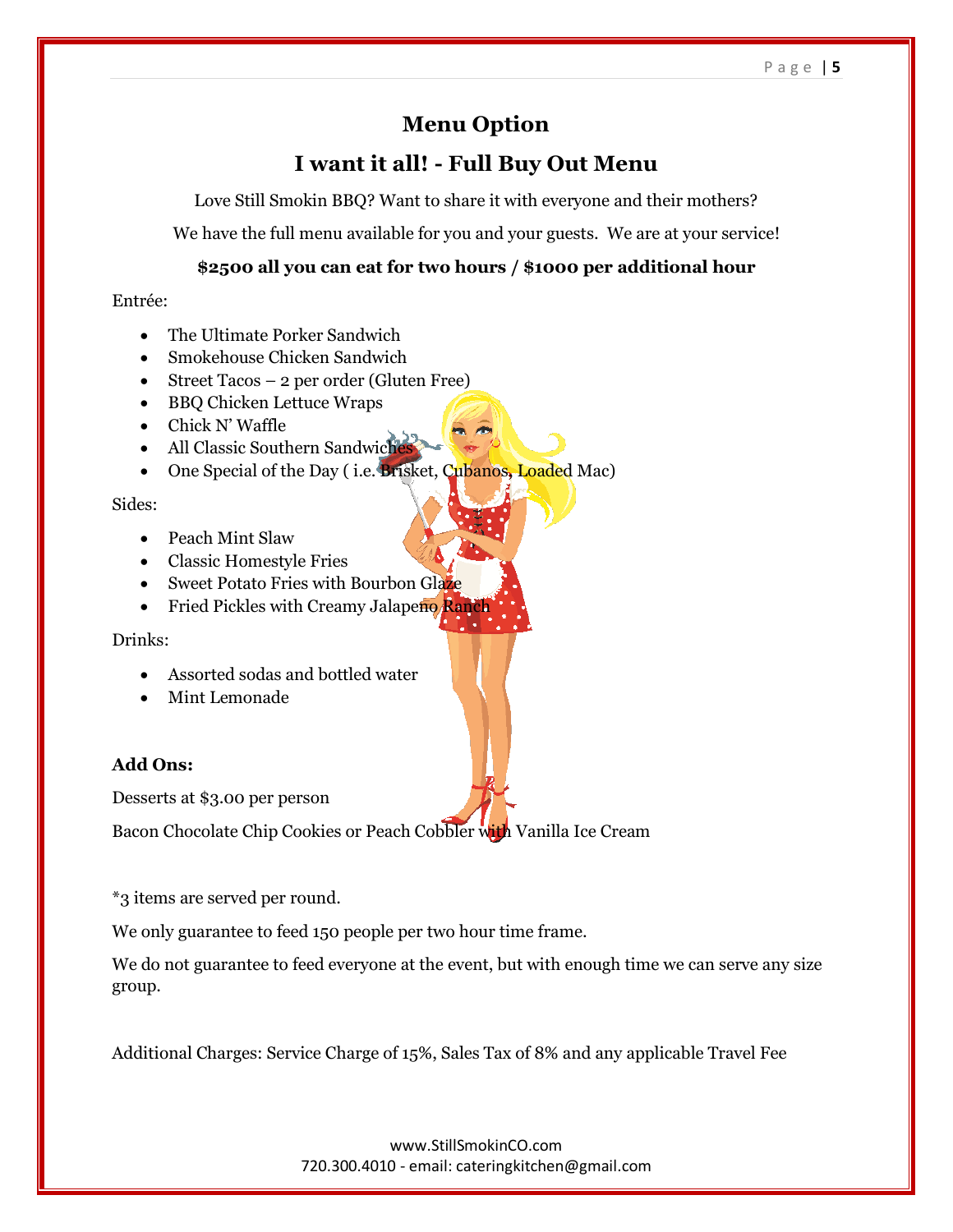# Menu Option

## I want it all! - Full Buy Out Menu

Love Still Smokin BBQ? Want to share it with everyone and their mothers?

We have the full menu available for you and your guests. We are at your service!

**$2500 all you can eat for two hours / $1000 per additional hour**

Entrée:

- The Ultimate Porker Sandwich
- Smokehouse Chicken Sandwich
- Street Tacos – 2 per order (Gluten Free)
- BBQ Chicken Lettuce Wraps
- Chick N' Waffle
- All Classic Southern Sandwiches
- One Special of the Day ( i.e. Brisket, Cubanos, Loaded Mac)

Sides:

- Peach Mint Slaw
- Classic Homestyle Fries
- Sweet Potato Fries with Bourbon Glaze
- Fried Pickles with Creamy Jalapeno Ranch

Drinks:

- Assorted sodas and bottled water
- Mint Lemonade

**Add Ons:**

Desserts at $3.00 per person

Bacon Chocolate Chip Cookies or Peach Cobbler with Vanilla Ice Cream

*3 items are served per round.

We only guarantee to feed 150 people per two hour time frame.

We do not guarantee to feed everyone at the event, but with enough time we can serve any size group.

Additional Charges: Service Charge of 15%, Sales Tax of 8% and any applicable Travel Fee

www.StillSmokinCO.com
720.300.4010 - email: cateringkitchen@gmail.com